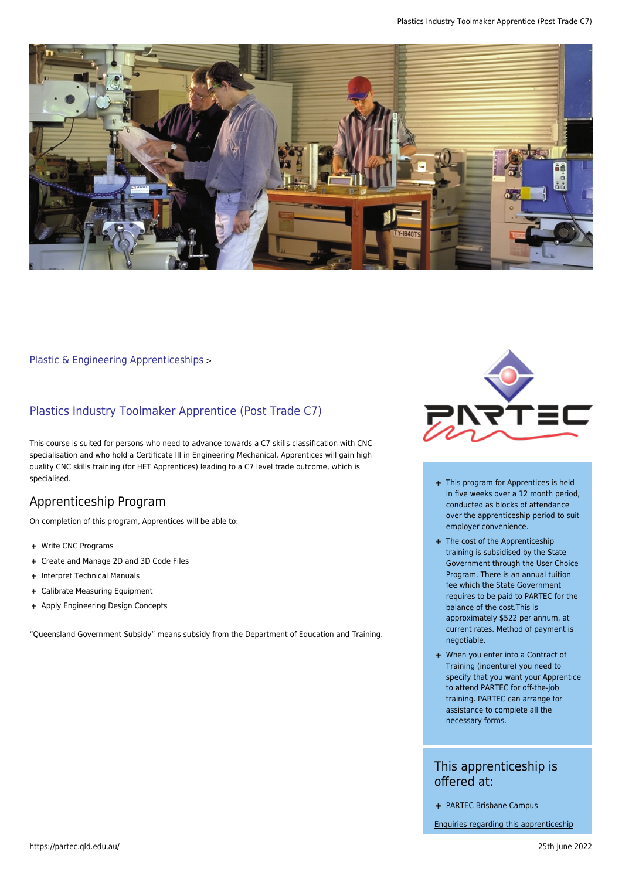Plastic & Engineering Apprenticeships >

## Plastics Industry Toolmaker Apprentice (Post Trade C7)

This course is suited for persons who need to advance towards a C7 skills classification with CNC specialisation and who hold a Certificate III in Engineering Mechanical. Apprentices will gain high quality CNC skills training (for HET Apprentices) leading to a C7 level trade outcome, which is specialised.

## Apprenticeship Program

On completion of this program, Apprentices will be able to:

- Write CNC Programs
- Create and Manage 2D and 3D Code Files
- Interpret Technical Manuals
- Calibrate Measuring Equipment
- Apply Engineering Design Concepts

"Queensland Government Subsidy" means subsidy from the Department of Education and Training.

- This program for Apprentices is held in five weeks over a 12 month period, conducted as blocks of attendance over the apprenticeship period to suit employer convenience.
- The cost of the Apprenticeship training is subsidised by the State Government through the User Choice Program. There is an annual tuition fee which the State Government requires to be paid to PARTEC for the balance of the cost.This is approximately $522 per annum, at current rates. Method of payment is negotiable.
- When you enter into a Contract of Training (indenture) you need to specify that you want your Apprentice to attend PARTEC for off-the-job training. PARTEC can arrange for assistance to complete all the necessary forms.

## This apprenticeship is offered at:

- PARTEC Brisbane Campus

Enquiries regarding this apprenticeship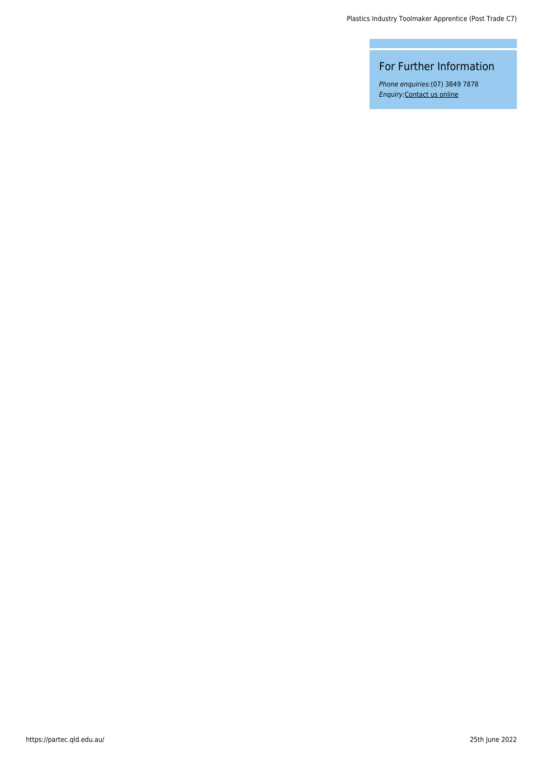## For Further Information

*Phone enquiries:*(07) 3849 7878
*Enquiry:*Contact us online